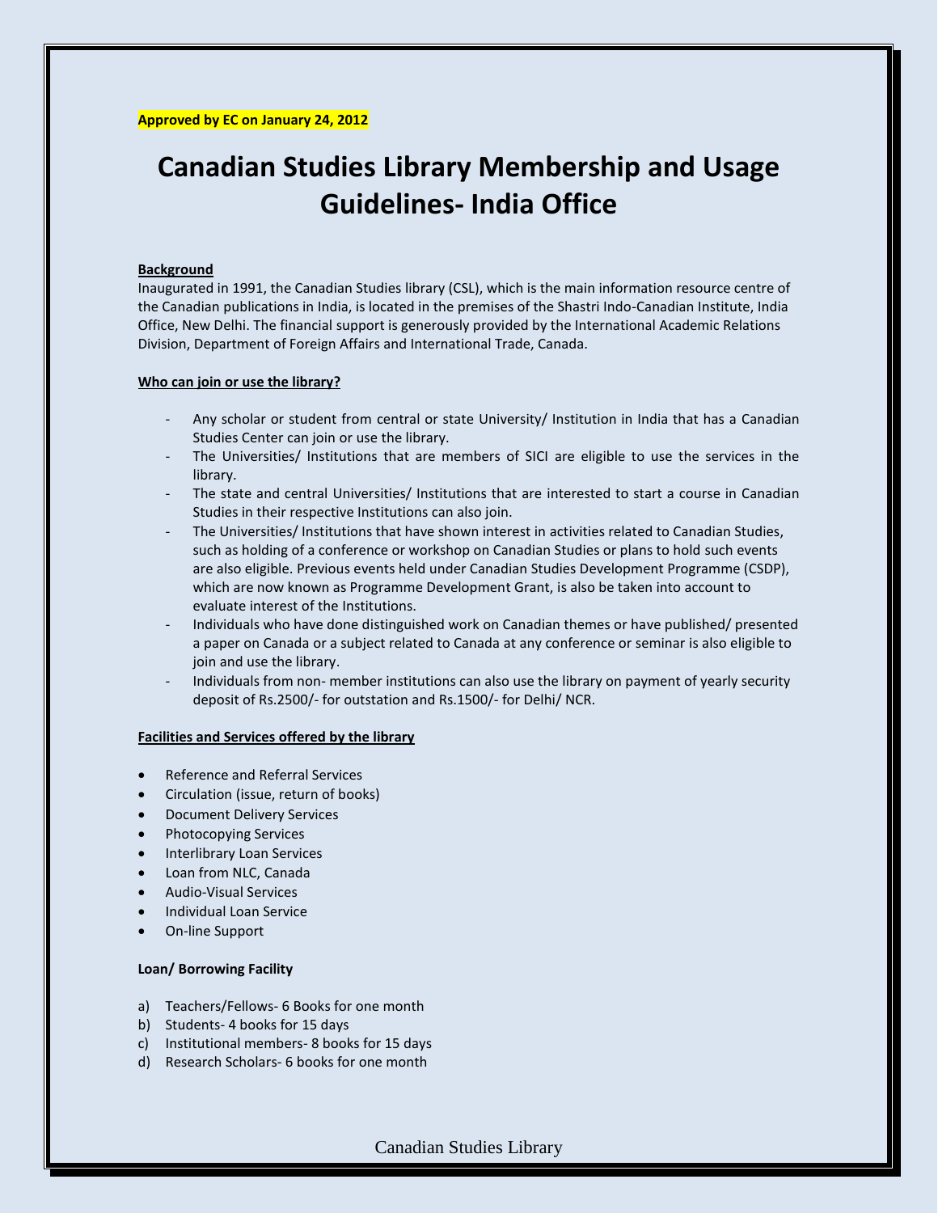**Approved by EC on January 24, 2012**

# Canadian Studies Library Membership and Usage Guidelines- India Office

**Background**

Inaugurated in 1991, the Canadian Studies library (CSL), which is the main information resource centre of the Canadian publications in India, is located in the premises of the Shastri Indo-Canadian Institute, India Office, New Delhi. The financial support is generously provided by the International Academic Relations Division, Department of Foreign Affairs and International Trade, Canada.

**Who can join or use the library?**

- Any scholar or student from central or state University/ Institution in India that has a Canadian Studies Center can join or use the library.
- The Universities/ Institutions that are members of SICI are eligible to use the services in the library.
- The state and central Universities/ Institutions that are interested to start a course in Canadian Studies in their respective Institutions can also join.
- The Universities/ Institutions that have shown interest in activities related to Canadian Studies, such as holding of a conference or workshop on Canadian Studies or plans to hold such events are also eligible. Previous events held under Canadian Studies Development Programme (CSDP), which are now known as Programme Development Grant, is also be taken into account to evaluate interest of the Institutions.
- Individuals who have done distinguished work on Canadian themes or have published/ presented a paper on Canada or a subject related to Canada at any conference or seminar is also eligible to join and use the library.
- Individuals from non- member institutions can also use the library on payment of yearly security deposit of Rs.2500/- for outstation and Rs.1500/- for Delhi/ NCR.

**Facilities and Services offered by the library**

- Reference and Referral Services
- Circulation (issue, return of books)
- Document Delivery Services
- Photocopying Services
- Interlibrary Loan Services
- Loan from NLC, Canada
- Audio-Visual Services
- Individual Loan Service
- On-line Support

**Loan/ Borrowing Facility**

a) Teachers/Fellows- 6 Books for one month
b) Students- 4 books for 15 days
c) Institutional members- 8 books for 15 days
d) Research Scholars- 6 books for one month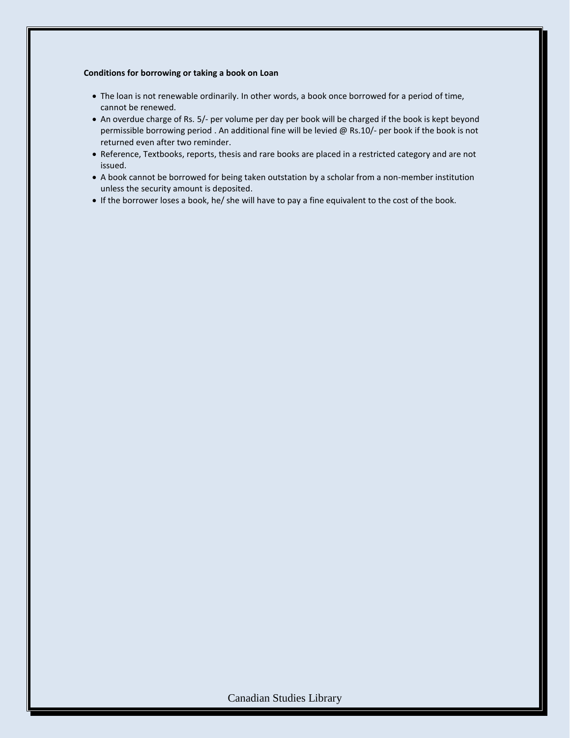**Conditions for borrowing or taking a book on Loan**

- The loan is not renewable ordinarily. In other words, a book once borrowed for a period of time, cannot be renewed.
- An overdue charge of Rs. 5/- per volume per day per book will be charged if the book is kept beyond permissible borrowing period . An additional fine will be levied @ Rs.10/- per book if the book is not returned even after two reminder.
- Reference, Textbooks, reports, thesis and rare books are placed in a restricted category and are not issued.
- A book cannot be borrowed for being taken outstation by a scholar from a non-member institution unless the security amount is deposited.
- If the borrower loses a book, he/ she will have to pay a fine equivalent to the cost of the book.